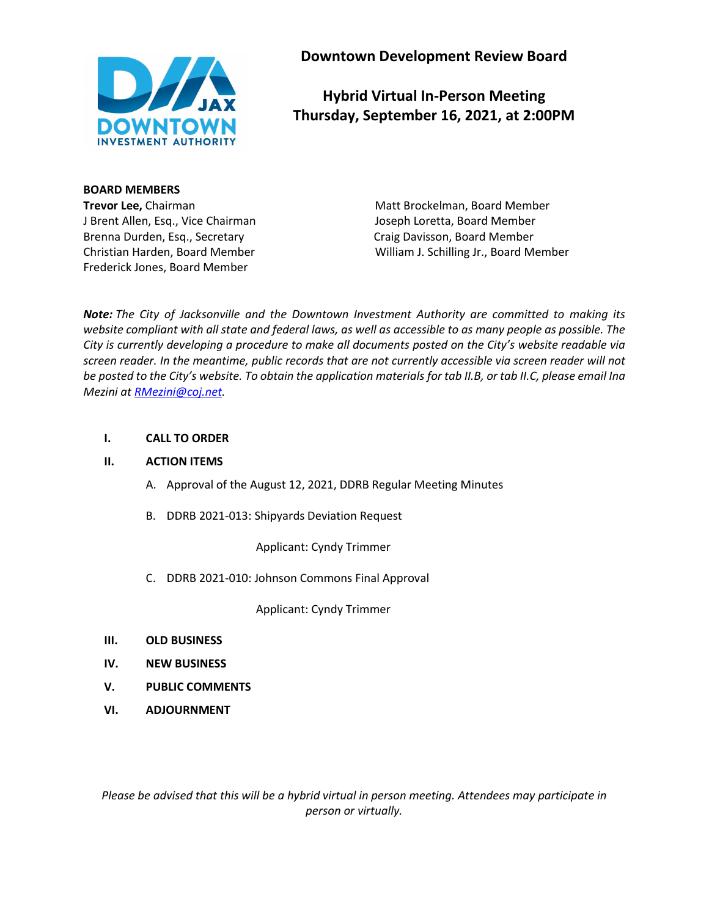# Downtown Development Review Board

## Hybrid Virtual In-Person Meeting
## Thursday, September 16, 2021, at 2:00PM

**BOARD MEMBERS**

**Trevor Lee,** Chairman
J Brent Allen, Esq., Vice Chairman
Brenna Durden, Esq., Secretary
Christian Harden, Board Member
Frederick Jones, Board Member
Matt Brockelman, Board Member
Joseph Loretta, Board Member
Craig Davisson, Board Member
William J. Schilling Jr., Board Member

***Note:*** *The City of Jacksonville and the Downtown Investment Authority are committed to making its website compliant with all state and federal laws, as well as accessible to as many people as possible. The City is currently developing a procedure to make all documents posted on the City's website readable via screen reader. In the meantime, public records that are not currently accessible via screen reader will not be posted to the City's website. To obtain the application materials for tab II.B, or tab II.C, please email Ina Mezini at RMezini@coj.net.*

**I. CALL TO ORDER**

**II. ACTION ITEMS**

A. Approval of the August 12, 2021, DDRB Regular Meeting Minutes

B. DDRB 2021-013: Shipyards Deviation Request

Applicant: Cyndy Trimmer

C. DDRB 2021-010: Johnson Commons Final Approval

Applicant: Cyndy Trimmer

**III. OLD BUSINESS**

**IV. NEW BUSINESS**

**V. PUBLIC COMMENTS**

**VI. ADJOURNMENT**

*Please be advised that this will be a hybrid virtual in person meeting. Attendees may participate in person or virtually.*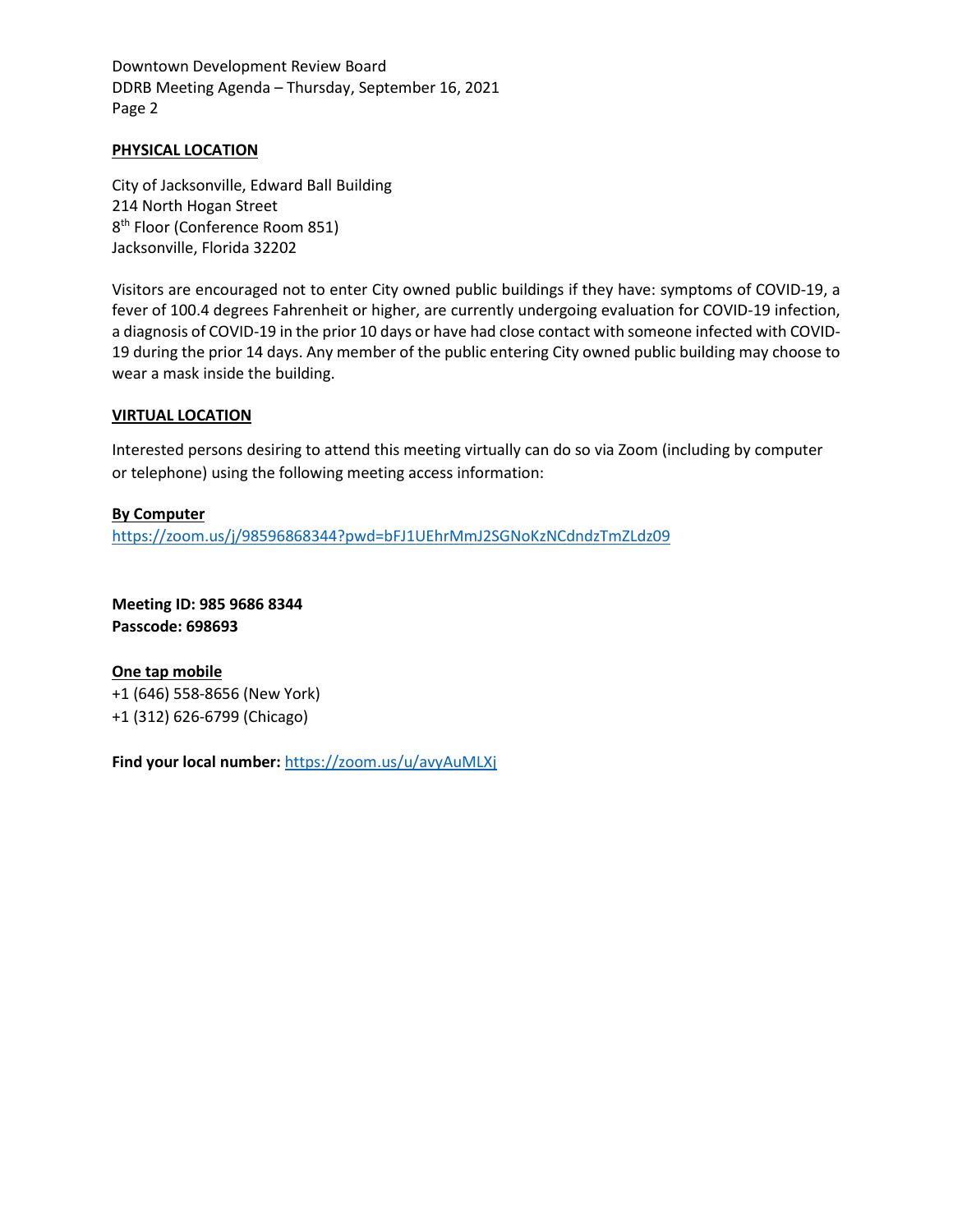## PHYSICAL LOCATION

City of Jacksonville, Edward Ball Building
214 North Hogan Street
8th Floor (Conference Room 851)
Jacksonville, Florida 32202

Visitors are encouraged not to enter City owned public buildings if they have: symptoms of COVID-19, a fever of 100.4 degrees Fahrenheit or higher, are currently undergoing evaluation for COVID-19 infection, a diagnosis of COVID-19 in the prior 10 days or have had close contact with someone infected with COVID-19 during the prior 14 days. Any member of the public entering City owned public building may choose to wear a mask inside the building.

## VIRTUAL LOCATION

Interested persons desiring to attend this meeting virtually can do so via Zoom (including by computer or telephone) using the following meeting access information:

**By Computer**
https://zoom.us/j/98596868344?pwd=bFJ1UEhrMmJ2SGNoKzNCdndzTmZLdz09

**Meeting ID: 985 9686 8344**
**Passcode: 698693**

**One tap mobile**
+1 (646) 558-8656 (New York)
+1 (312) 626-6799 (Chicago)

**Find your local number:** https://zoom.us/u/avyAuMLXj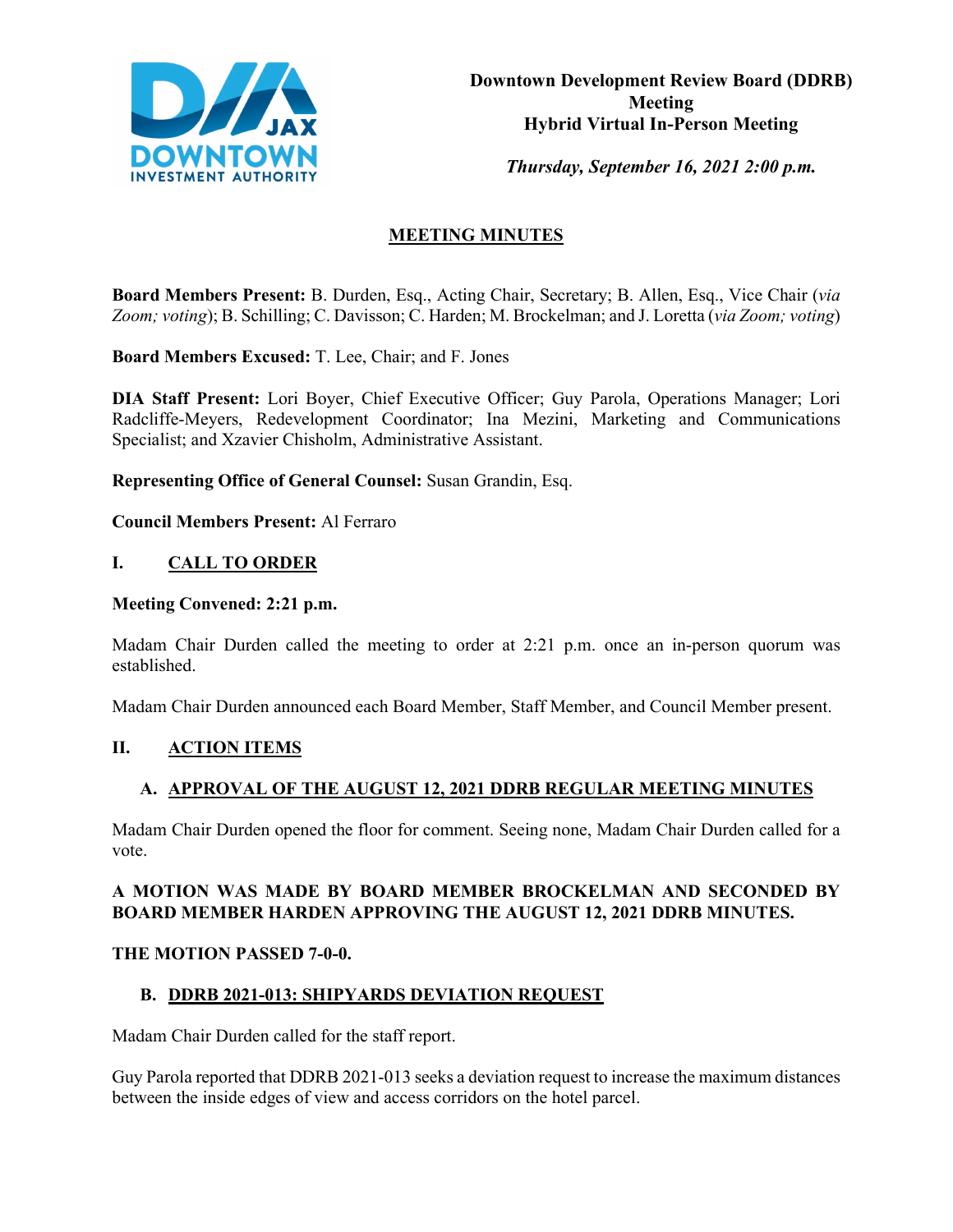**Downtown Development Review Board (DDRB) Meeting**
**Hybrid Virtual In-Person Meeting**

*Thursday, September 16, 2021 2:00 p.m.*

## MEETING MINUTES

**Board Members Present:** B. Durden, Esq., Acting Chair, Secretary; B. Allen, Esq., Vice Chair (*via Zoom; voting*); B. Schilling; C. Davisson; C. Harden; M. Brockelman; and J. Loretta (*via Zoom; voting*)

**Board Members Excused:** T. Lee, Chair; and F. Jones

**DIA Staff Present:** Lori Boyer, Chief Executive Officer; Guy Parola, Operations Manager; Lori Radcliffe-Meyers, Redevelopment Coordinator; Ina Mezini, Marketing and Communications Specialist; and Xzavier Chisholm, Administrative Assistant.

**Representing Office of General Counsel:** Susan Grandin, Esq.

**Council Members Present:** Al Ferraro

## I. CALL TO ORDER

**Meeting Convened: 2:21 p.m.**

Madam Chair Durden called the meeting to order at 2:21 p.m. once an in-person quorum was established.

Madam Chair Durden announced each Board Member, Staff Member, and Council Member present.

## II. ACTION ITEMS

### A. APPROVAL OF THE AUGUST 12, 2021 DDRB REGULAR MEETING MINUTES

Madam Chair Durden opened the floor for comment. Seeing none, Madam Chair Durden called for a vote.

**A MOTION WAS MADE BY BOARD MEMBER BROCKELMAN AND SECONDED BY BOARD MEMBER HARDEN APPROVING THE AUGUST 12, 2021 DDRB MINUTES.**

**THE MOTION PASSED 7-0-0.**

### B. DDRB 2021-013: SHIPYARDS DEVIATION REQUEST

Madam Chair Durden called for the staff report.

Guy Parola reported that DDRB 2021-013 seeks a deviation request to increase the maximum distances between the inside edges of view and access corridors on the hotel parcel.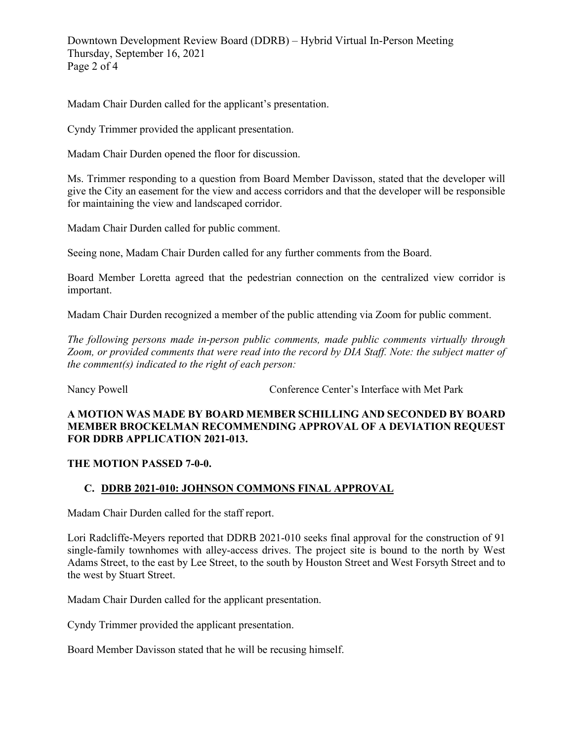Madam Chair Durden called for the applicant's presentation.

Cyndy Trimmer provided the applicant presentation.

Madam Chair Durden opened the floor for discussion.

Ms. Trimmer responding to a question from Board Member Davisson, stated that the developer will give the City an easement for the view and access corridors and that the developer will be responsible for maintaining the view and landscaped corridor.

Madam Chair Durden called for public comment.

Seeing none, Madam Chair Durden called for any further comments from the Board.

Board Member Loretta agreed that the pedestrian connection on the centralized view corridor is important.

Madam Chair Durden recognized a member of the public attending via Zoom for public comment.

*The following persons made in-person public comments, made public comments virtually through Zoom, or provided comments that were read into the record by DIA Staff. Note: the subject matter of the comment(s) indicated to the right of each person:*

| | |
|---|---|
| Nancy Powell | Conference Center's Interface with Met Park |

**A MOTION WAS MADE BY BOARD MEMBER SCHILLING AND SECONDED BY BOARD MEMBER BROCKELMAN RECOMMENDING APPROVAL OF A DEVIATION REQUEST FOR DDRB APPLICATION 2021-013.**

**THE MOTION PASSED 7-0-0.**

## C. DDRB 2021-010: JOHNSON COMMONS FINAL APPROVAL

Madam Chair Durden called for the staff report.

Lori Radcliffe-Meyers reported that DDRB 2021-010 seeks final approval for the construction of 91 single-family townhomes with alley-access drives. The project site is bound to the north by West Adams Street, to the east by Lee Street, to the south by Houston Street and West Forsyth Street and to the west by Stuart Street.

Madam Chair Durden called for the applicant presentation.

Cyndy Trimmer provided the applicant presentation.

Board Member Davisson stated that he will be recusing himself.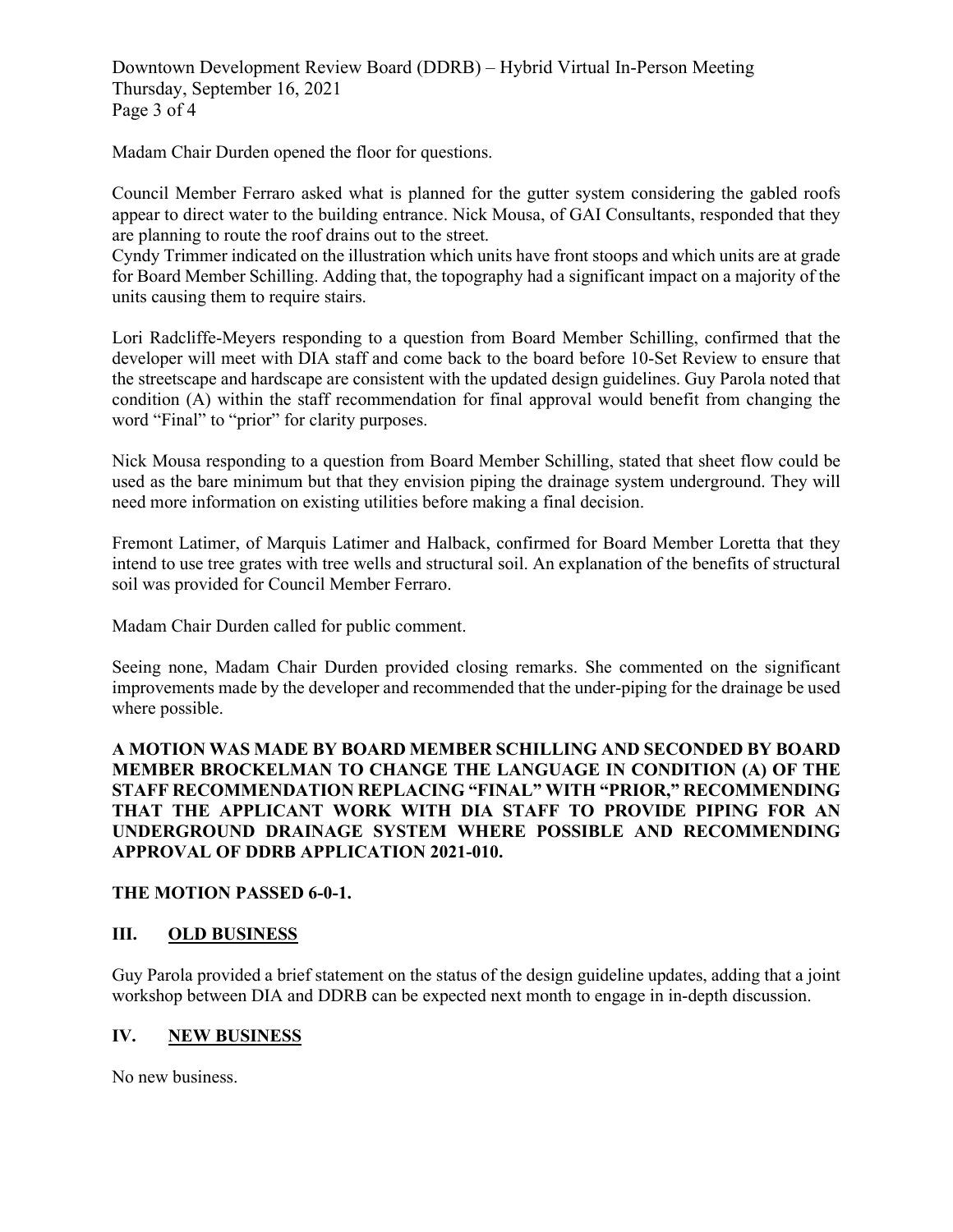Madam Chair Durden opened the floor for questions.

Council Member Ferraro asked what is planned for the gutter system considering the gabled roofs appear to direct water to the building entrance. Nick Mousa, of GAI Consultants, responded that they are planning to route the roof drains out to the street.
Cyndy Trimmer indicated on the illustration which units have front stoops and which units are at grade for Board Member Schilling. Adding that, the topography had a significant impact on a majority of the units causing them to require stairs.

Lori Radcliffe-Meyers responding to a question from Board Member Schilling, confirmed that the developer will meet with DIA staff and come back to the board before 10-Set Review to ensure that the streetscape and hardscape are consistent with the updated design guidelines. Guy Parola noted that condition (A) within the staff recommendation for final approval would benefit from changing the word "Final" to "prior" for clarity purposes.

Nick Mousa responding to a question from Board Member Schilling, stated that sheet flow could be used as the bare minimum but that they envision piping the drainage system underground. They will need more information on existing utilities before making a final decision.

Fremont Latimer, of Marquis Latimer and Halback, confirmed for Board Member Loretta that they intend to use tree grates with tree wells and structural soil. An explanation of the benefits of structural soil was provided for Council Member Ferraro.

Madam Chair Durden called for public comment.

Seeing none, Madam Chair Durden provided closing remarks. She commented on the significant improvements made by the developer and recommended that the under-piping for the drainage be used where possible.

**A MOTION WAS MADE BY BOARD MEMBER SCHILLING AND SECONDED BY BOARD MEMBER BROCKELMAN TO CHANGE THE LANGUAGE IN CONDITION (A) OF THE STAFF RECOMMENDATION REPLACING "FINAL" WITH "PRIOR," RECOMMENDING THAT THE APPLICANT WORK WITH DIA STAFF TO PROVIDE PIPING FOR AN UNDERGROUND DRAINAGE SYSTEM WHERE POSSIBLE AND RECOMMENDING APPROVAL OF DDRB APPLICATION 2021-010.**

**THE MOTION PASSED 6-0-1.**

## III. OLD BUSINESS

Guy Parola provided a brief statement on the status of the design guideline updates, adding that a joint workshop between DIA and DDRB can be expected next month to engage in in-depth discussion.

## IV. NEW BUSINESS

No new business.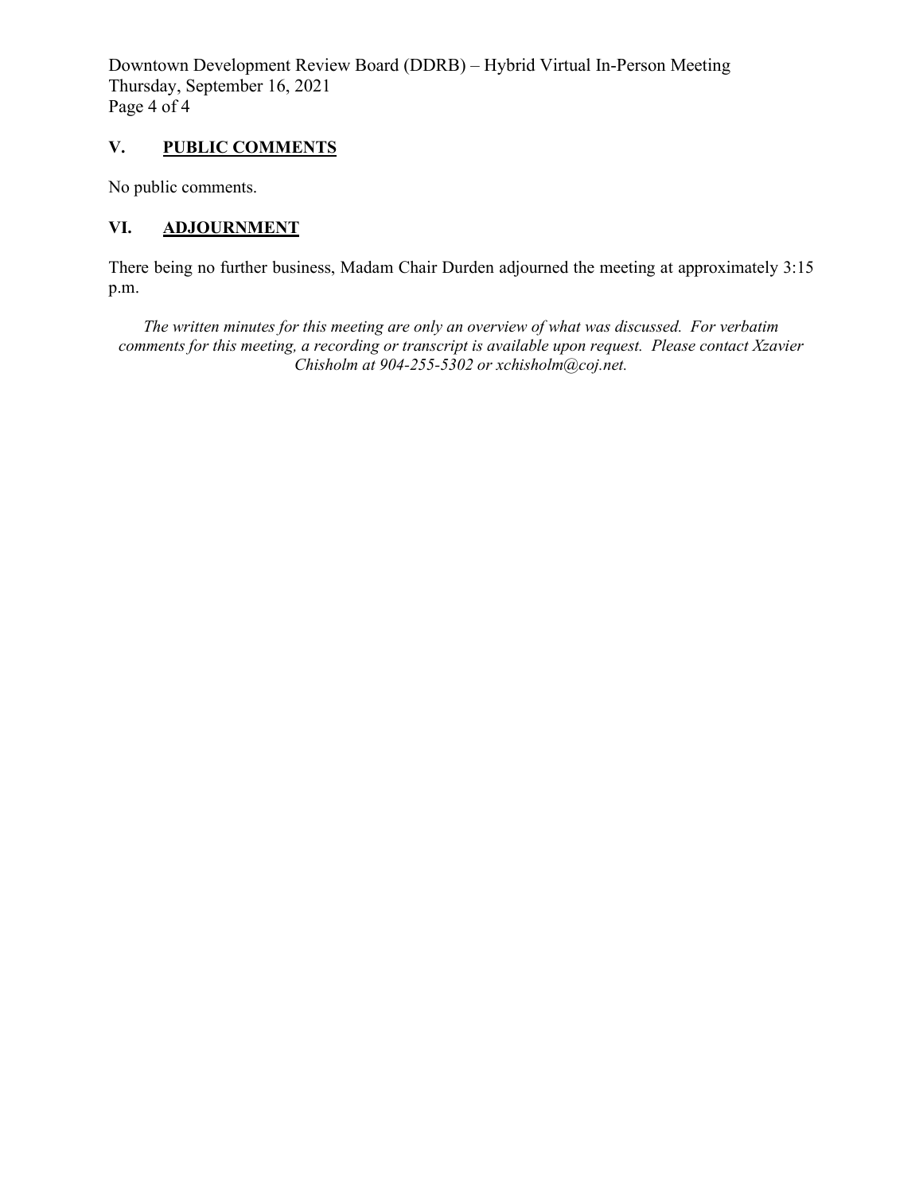## V. PUBLIC COMMENTS

No public comments.

## VI. ADJOURNMENT

There being no further business, Madam Chair Durden adjourned the meeting at approximately 3:15 p.m.

*The written minutes for this meeting are only an overview of what was discussed. For verbatim comments for this meeting, a recording or transcript is available upon request. Please contact Xzavier Chisholm at 904-255-5302 or xchisholm@coj.net.*